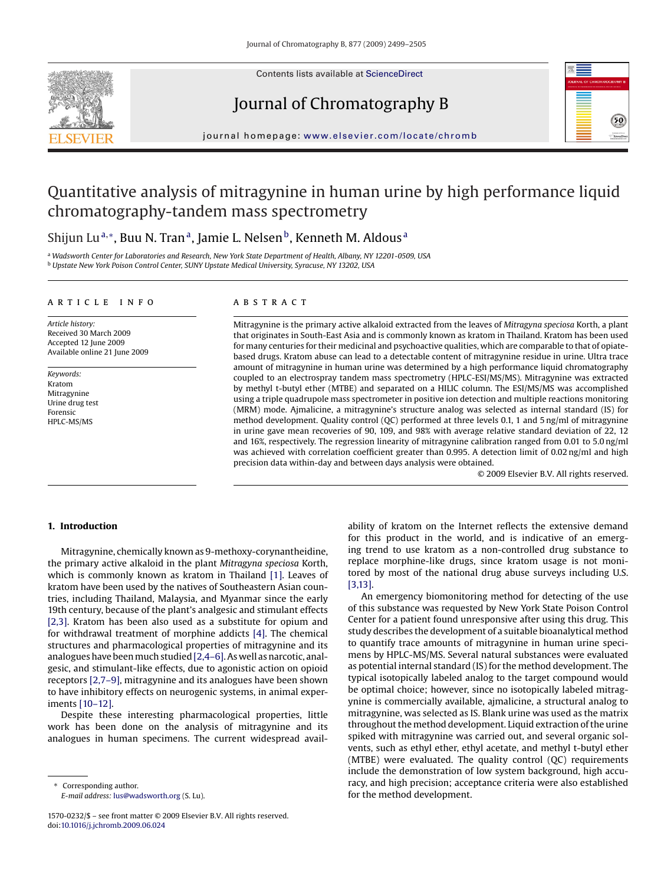# Quantitative analysis of mitragynine in human urine by high performance liquid chromatography-tandem mass spectrometry

Shijun Lu [a,*], Buu N. Tran [a], Jamie L. Nelsen [b], Kenneth M. Aldous [a]

[a] *Wadsworth Center for Laboratories and Research, New York State Department of Health, Albany, NY 12201-0509, USA*
[b] *Upstate New York Poison Control Center, SUNY Upstate Medical University, Syracuse, NY 13202, USA*

## ARTICLE INFO

*Article history:*
Received 30 March 2009
Accepted 12 June 2009
Available online 21 June 2009

*Keywords:*
Kratom
Mitragynine
Urine drug test
Forensic
HPLC-MS/MS

## ABSTRACT

Mitragynine is the primary active alkaloid extracted from the leaves of *Mitragyna speciosa* Korth, a plant that originates in South-East Asia and is commonly known as kratom in Thailand. Kratom has been used for many centuries for their medicinal and psychoactive qualities, which are comparable to that of opiate-based drugs. Kratom abuse can lead to a detectable content of mitragynine residue in urine. Ultra trace amount of mitragynine in human urine was determined by a high performance liquid chromatography coupled to an electrospray tandem mass spectrometry (HPLC-ESI/MS/MS). Mitragynine was extracted by methyl t-butyl ether (MTBE) and separated on a HILIC column. The ESI/MS/MS was accomplished using a triple quadrupole mass spectrometer in positive ion detection and multiple reactions monitoring (MRM) mode. Ajmalicine, a mitragynine's structure analog was selected as internal standard (IS) for method development. Quality control (QC) performed at three levels 0.1, 1 and 5 ng/ml of mitragynine in urine gave mean recoveries of 90, 109, and 98% with average relative standard deviation of 22, 12 and 16%, respectively. The regression linearity of mitragynine calibration ranged from 0.01 to 5.0 ng/ml was achieved with correlation coefficient greater than 0.995. A detection limit of 0.02 ng/ml and high precision data within-day and between days analysis were obtained.

© 2009 Elsevier B.V. All rights reserved.

## 1. Introduction

Mitragynine, chemically known as 9-methoxy-corynantheidine, the primary active alkaloid in the plant *Mitragyna speciosa* Korth, which is commonly known as kratom in Thailand [1]. Leaves of kratom have been used by the natives of Southeastern Asian countries, including Thailand, Malaysia, and Myanmar since the early 19th century, because of the plant's analgesic and stimulant effects [2,3]. Kratom has been also used as a substitute for opium and for withdrawal treatment of morphine addicts [4]. The chemical structures and pharmacological properties of mitragynine and its analogues have been much studied [2,4–6]. As well as narcotic, analgesic, and stimulant-like effects, due to agonistic action on opioid receptors [2,7–9], mitragynine and its analogues have been shown to have inhibitory effects on neurogenic systems, in animal experiments [10–12].

Despite these interesting pharmacological properties, little work has been done on the analysis of mitragynine and its analogues in human specimens. The current widespread availability of kratom on the Internet reflects the extensive demand for this product in the world, and is indicative of an emerging trend to use kratom as a non-controlled drug substance to replace morphine-like drugs, since kratom usage is not monitored by most of the national drug abuse surveys including U.S. [3,13].

An emergency biomonitoring method for detecting of the use of this substance was requested by New York State Poison Control Center for a patient found unresponsive after using this drug. This study describes the development of a suitable bioanalytical method to quantify trace amounts of mitragynine in human urine specimens by HPLC-MS/MS. Several natural substances were evaluated as potential internal standard (IS) for the method development. The typical isotopically labeled analog to the target compound would be optimal choice; however, since no isotopically labeled mitragynine is commercially available, ajmalicine, a structural analog to mitragynine, was selected as IS. Blank urine was used as the matrix throughout the method development. Liquid extraction of the urine spiked with mitragynine was carried out, and several organic solvents, such as ethyl ether, ethyl acetate, and methyl t-butyl ether (MTBE) were evaluated. The quality control (QC) requirements include the demonstration of low system background, high accuracy, and high precision; acceptance criteria were also established for the method development.

* Corresponding author.
*E-mail address:* lus@wadsworth.org (S. Lu).

1570-0232/$ – see front matter © 2009 Elsevier B.V. All rights reserved.
doi:10.1016/j.jchromb.2009.06.024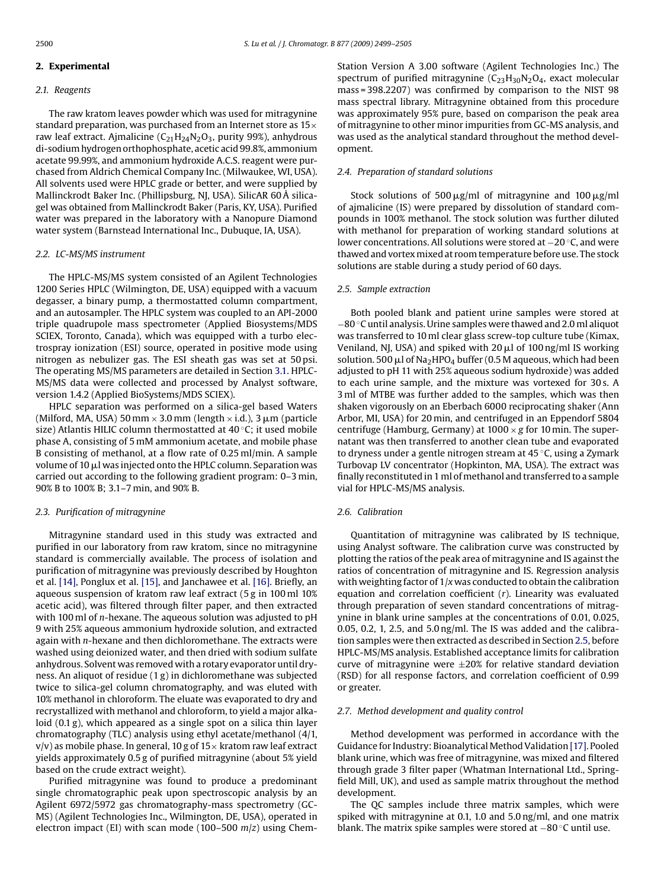## 2. Experimental

### 2.1. Reagents

The raw kratom leaves powder which was used for mitragynine standard preparation, was purchased from an Internet store as 15× raw leaf extract. Ajmalicine ($C_{21}H_{24}N_2O_3$, purity 99%), anhydrous di-sodium hydrogen orthophosphate, acetic acid 99.8%, ammonium acetate 99.99%, and ammonium hydroxide A.C.S. reagent were purchased from Aldrich Chemical Company Inc. (Milwaukee, WI, USA). All solvents used were HPLC grade or better, and were supplied by Mallinckrodt Baker Inc. (Phillipsburg, NJ, USA). SilicAR 60 Å silica-gel was obtained from Mallinckrodt Baker (Paris, KY, USA). Purified water was prepared in the laboratory with a Nanopure Diamond water system (Barnstead International Inc., Dubuque, IA, USA).

### 2.2. LC-MS/MS instrument

The HPLC-MS/MS system consisted of an Agilent Technologies 1200 Series HPLC (Wilmington, DE, USA) equipped with a vacuum degasser, a binary pump, a thermostatted column compartment, and an autosampler. The HPLC system was coupled to an API-2000 triple quadrupole mass spectrometer (Applied Biosystems/MDS SCIEX, Toronto, Canada), which was equipped with a turbo electrospray ionization (ESI) source, operated in positive mode using nitrogen as nebulizer gas. The ESI sheath gas was set at 50 psi. The operating MS/MS parameters are detailed in Section 3.1. HPLC-MS/MS data were collected and processed by Analyst software, version 1.4.2 (Applied BioSystems/MDS SCIEX).

HPLC separation was performed on a silica-gel based Waters (Milford, MA, USA) 50 mm × 3.0 mm (length × i.d.), 3 μm (particle size) Atlantis HILIC column thermostatted at 40 °C; it used mobile phase A, consisting of 5 mM ammonium acetate, and mobile phase B consisting of methanol, at a flow rate of 0.25 ml/min. A sample volume of 10 μl was injected onto the HPLC column. Separation was carried out according to the following gradient program: 0–3 min, 90% B to 100% B; 3.1–7 min, and 90% B.

### 2.3. Purification of mitragynine

Mitragynine standard used in this study was extracted and purified in our laboratory from raw kratom, since no mitragynine standard is commercially available. The process of isolation and purification of mitragynine was previously described by Houghton et al. [14], Ponglux et al. [15], and Janchawee et al. [16]. Briefly, an aqueous suspension of kratom raw leaf extract (5 g in 100 ml 10% acetic acid), was filtered through filter paper, and then extracted with 100 ml of *n*-hexane. The aqueous solution was adjusted to pH 9 with 25% aqueous ammonium hydroxide solution, and extracted again with *n*-hexane and then dichloromethane. The extracts were washed using deionized water, and then dried with sodium sulfate anhydrous. Solvent was removed with a rotary evaporator until dryness. An aliquot of residue (1 g) in dichloromethane was subjected twice to silica-gel column chromatography, and was eluted with 10% methanol in chloroform. The eluate was evaporated to dry and recrystallized with methanol and chloroform, to yield a major alkaloid (0.1 g), which appeared as a single spot on a silica thin layer chromatography (TLC) analysis using ethyl acetate/methanol (4/1, v/v) as mobile phase. In general, 10 g of 15× kratom raw leaf extract yields approximately 0.5 g of purified mitragynine (about 5% yield based on the crude extract weight).

Purified mitragynine was found to produce a predominant single chromatographic peak upon spectroscopic analysis by an Agilent 6972/5972 gas chromatography-mass spectrometry (GC-MS) (Agilent Technologies Inc., Wilmington, DE, USA), operated in electron impact (EI) with scan mode (100–500 *m*/*z*) using ChemStation Version A 3.00 software (Agilent Technologies Inc.) The spectrum of purified mitragynine ($C_{23}H_{30}N_2O_4$, exact molecular mass = 398.2207) was confirmed by comparison to the NIST 98 mass spectral library. Mitragynine obtained from this procedure was approximately 95% pure, based on comparison the peak area of mitragynine to other minor impurities from GC-MS analysis, and was used as the analytical standard throughout the method development.

### 2.4. Preparation of standard solutions

Stock solutions of 500 μg/ml of mitragynine and 100 μg/ml of ajmalicine (IS) were prepared by dissolution of standard compounds in 100% methanol. The stock solution was further diluted with methanol for preparation of working standard solutions at lower concentrations. All solutions were stored at −20 °C, and were thawed and vortex mixed at room temperature before use. The stock solutions are stable during a study period of 60 days.

### 2.5. Sample extraction

Both pooled blank and patient urine samples were stored at −80 °C until analysis. Urine samples were thawed and 2.0 ml aliquot was transferred to 10 ml clear glass screw-top culture tube (Kimax, Veniland, NJ, USA) and spiked with 20 μl of 100 ng/ml IS working solution. 500 μl of $Na_2HPO_4$ buffer (0.5 M aqueous, which had been adjusted to pH 11 with 25% aqueous sodium hydroxide) was added to each urine sample, and the mixture was vortexed for 30 s. A 3 ml of MTBE was further added to the samples, which was then shaken vigorously on an Eberbach 6000 reciprocating shaker (Ann Arbor, MI, USA) for 20 min, and centrifuged in an Eppendorf 5804 centrifuge (Hamburg, Germany) at 1000 × *g* for 10 min. The supernatant was then transferred to another clean tube and evaporated to dryness under a gentle nitrogen stream at 45 °C, using a Zymark Turbovap LV concentrator (Hopkinton, MA, USA). The extract was finally reconstituted in 1 ml of methanol and transferred to a sample vial for HPLC-MS/MS analysis.

### 2.6. Calibration

Quantitation of mitragynine was calibrated by IS technique, using Analyst software. The calibration curve was constructed by plotting the ratios of the peak area of mitragynine and IS against the ratios of concentration of mitragynine and IS. Regression analysis with weighting factor of $1/x$ was conducted to obtain the calibration equation and correlation coefficient ($r$). Linearity was evaluated through preparation of seven standard concentrations of mitragynine in blank urine samples at the concentrations of 0.01, 0.025, 0.05, 0.2, 1, 2.5, and 5.0 ng/ml. The IS was added and the calibration samples were then extracted as described in Section 2.5, before HPLC-MS/MS analysis. Established acceptance limits for calibration curve of mitragynine were ±20% for relative standard deviation (RSD) for all response factors, and correlation coefficient of 0.99 or greater.

### 2.7. Method development and quality control

Method development was performed in accordance with the Guidance for Industry: Bioanalytical Method Validation [17]. Pooled blank urine, which was free of mitragynine, was mixed and filtered through grade 3 filter paper (Whatman International Ltd., Springfield Mill, UK), and used as sample matrix throughout the method development.

The QC samples include three matrix samples, which were spiked with mitragynine at 0.1, 1.0 and 5.0 ng/ml, and one matrix blank. The matrix spike samples were stored at −80 °C until use.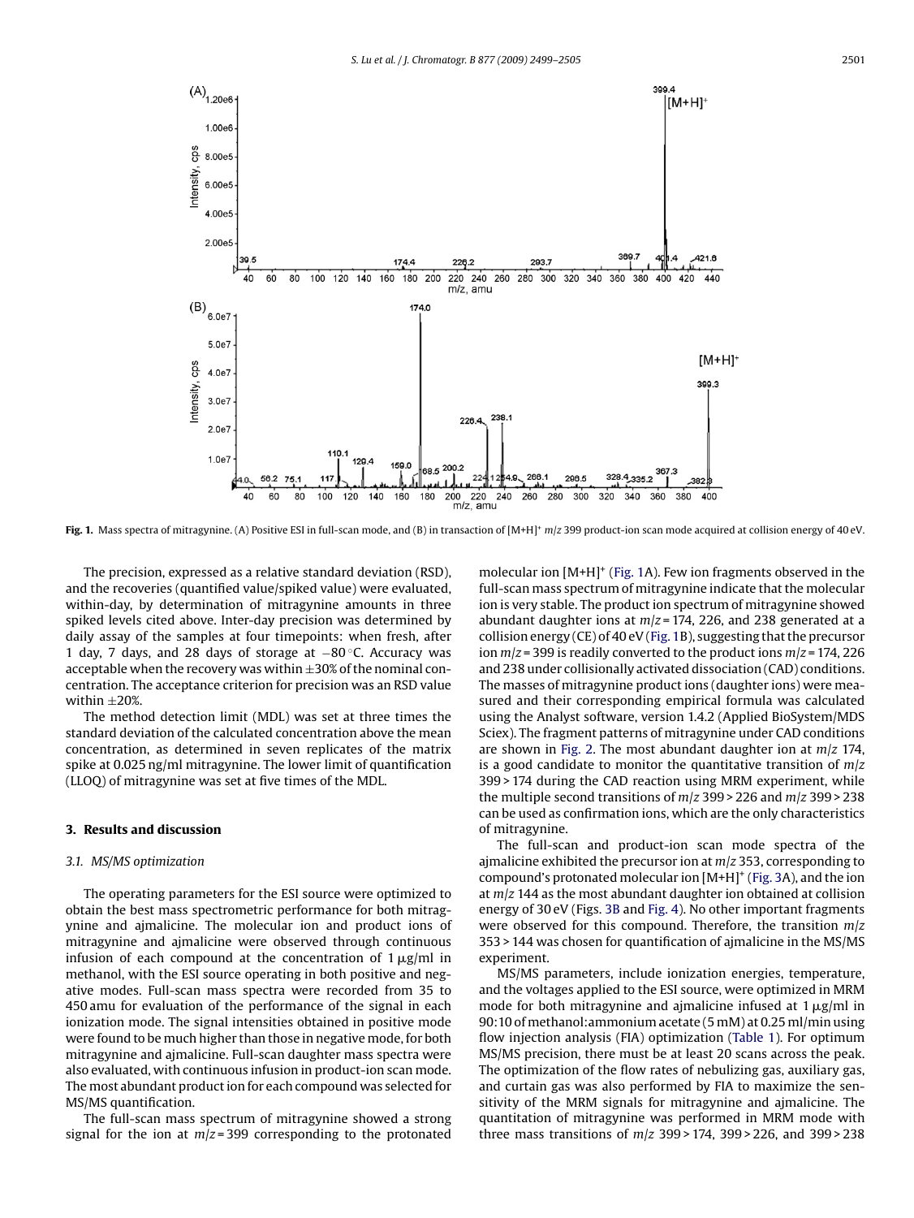**Fig. 1.** Mass spectra of mitragynine. (A) Positive ESI in full-scan mode, and (B) in transaction of $[M+H]^+$ $m/z$ 399 product-ion scan mode acquired at collision energy of 40 eV.

The precision, expressed as a relative standard deviation (RSD), and the recoveries (quantified value/spiked value) were evaluated, within-day, by determination of mitragynine amounts in three spiked levels cited above. Inter-day precision was determined by daily assay of the samples at four timepoints: when fresh, after 1 day, 7 days, and 28 days of storage at −80 °C. Accuracy was acceptable when the recovery was within ±30% of the nominal concentration. The acceptance criterion for precision was an RSD value within ±20%.

The method detection limit (MDL) was set at three times the standard deviation of the calculated concentration above the mean concentration, as determined in seven replicates of the matrix spike at 0.025 ng/ml mitragynine. The lower limit of quantification (LLOQ) of mitragynine was set at five times of the MDL.

## 3. Results and discussion

### 3.1. MS/MS optimization

The operating parameters for the ESI source were optimized to obtain the best mass spectrometric performance for both mitragynine and ajmalicine. The molecular ion and product ions of mitragynine and ajmalicine were observed through continuous infusion of each compound at the concentration of 1 μg/ml in methanol, with the ESI source operating in both positive and negative modes. Full-scan mass spectra were recorded from 35 to 450 amu for evaluation of the performance of the signal in each ionization mode. The signal intensities obtained in positive mode were found to be much higher than those in negative mode, for both mitragynine and ajmalicine. Full-scan daughter mass spectra were also evaluated, with continuous infusion in product-ion scan mode. The most abundant product ion for each compound was selected for MS/MS quantification.

The full-scan mass spectrum of mitragynine showed a strong signal for the ion at $m/z = 399$ corresponding to the protonated molecular ion $[M+H]^+$ (Fig. 1A). Few ion fragments observed in the full-scan mass spectrum of mitragynine indicate that the molecular ion is very stable. The product ion spectrum of mitragynine showed abundant daughter ions at $m/z = 174$, 226, and 238 generated at a collision energy (CE) of 40 eV (Fig. 1B), suggesting that the precursor ion $m/z = 399$ is readily converted to the product ions $m/z = 174$, 226 and 238 under collisionally activated dissociation (CAD) conditions. The masses of mitragynine product ions (daughter ions) were measured and their corresponding empirical formula was calculated using the Analyst software, version 1.4.2 (Applied BioSystem/MDS Sciex). The fragment patterns of mitragynine under CAD conditions are shown in Fig. 2. The most abundant daughter ion at $m/z$ 174, is a good candidate to monitor the quantitative transition of $m/z$ 399 > 174 during the CAD reaction using MRM experiment, while the multiple second transitions of $m/z$ 399 > 226 and $m/z$ 399 > 238 can be used as confirmation ions, which are the only characteristics of mitragynine.

The full-scan and product-ion scan mode spectra of the ajmalicine exhibited the precursor ion at $m/z$ 353, corresponding to compound's protonated molecular ion $[M+H]^+$ (Fig. 3A), and the ion at $m/z$ 144 as the most abundant daughter ion obtained at collision energy of 30 eV (Figs. 3B and Fig. 4). No other important fragments were observed for this compound. Therefore, the transition $m/z$ 353 > 144 was chosen for quantification of ajmalicine in the MS/MS experiment.

MS/MS parameters, include ionization energies, temperature, and the voltages applied to the ESI source, were optimized in MRM mode for both mitragynine and ajmalicine infused at 1 μg/ml in 90:10 of methanol:ammonium acetate (5 mM) at 0.25 ml/min using flow injection analysis (FIA) optimization (Table 1). For optimum MS/MS precision, there must be at least 20 scans across the peak. The optimization of the flow rates of nebulizing gas, auxiliary gas, and curtain gas was also performed by FIA to maximize the sensitivity of the MRM signals for mitragynine and ajmalicine. The quantitation of mitragynine was performed in MRM mode with three mass transitions of $m/z$ 399 > 174, 399 > 226, and 399 > 238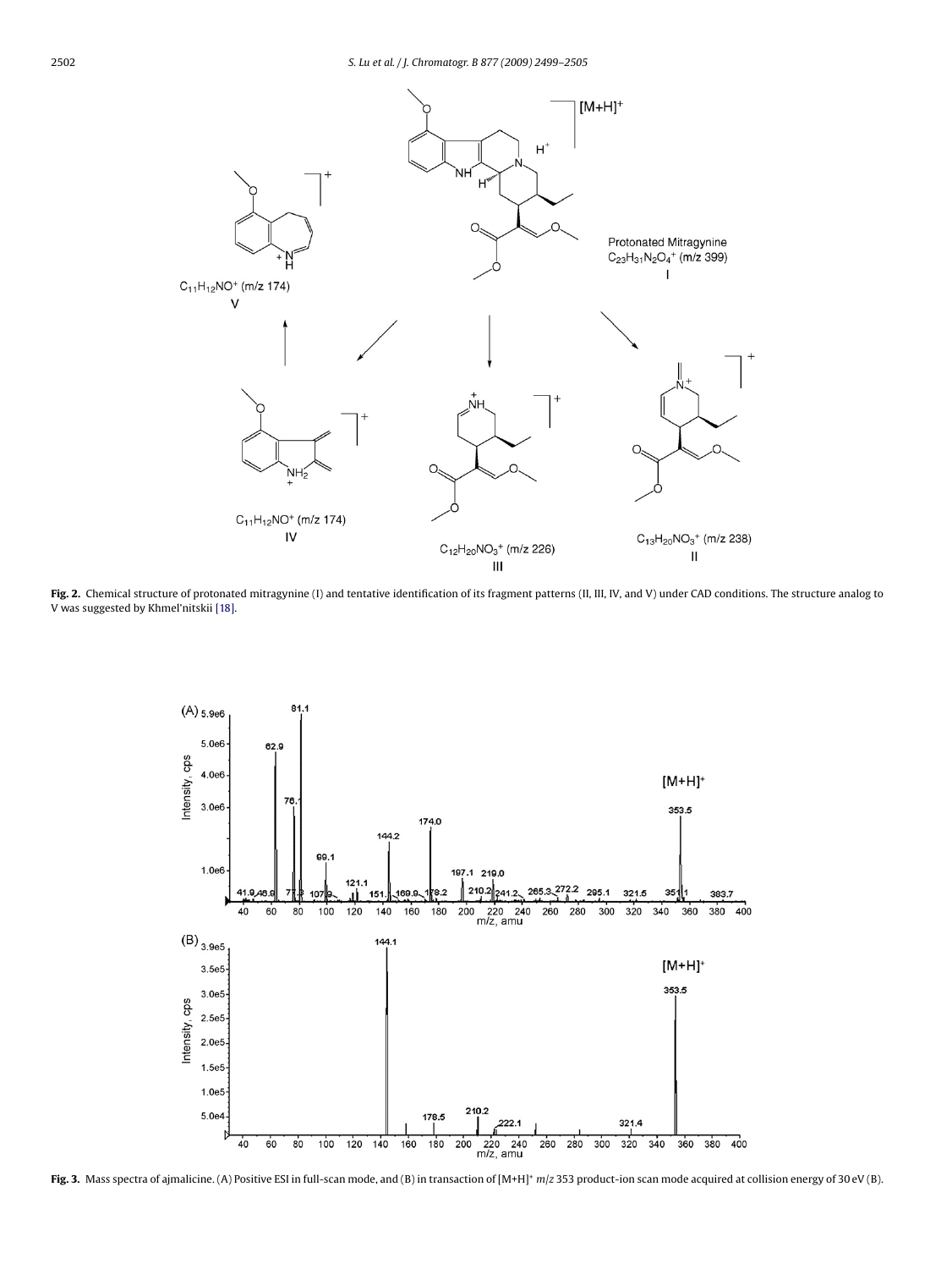**Fig. 2.** Chemical structure of protonated mitragynine (I) and tentative identification of its fragment patterns (II, III, IV, and V) under CAD conditions. The structure analog to V was suggested by Khmel'nitskii [18].

**Fig. 3.** Mass spectra of ajmalicine. (A) Positive ESI in full-scan mode, and (B) in transaction of $[M+H]^+$ $m/z$ 353 product-ion scan mode acquired at collision energy of 30 eV (B).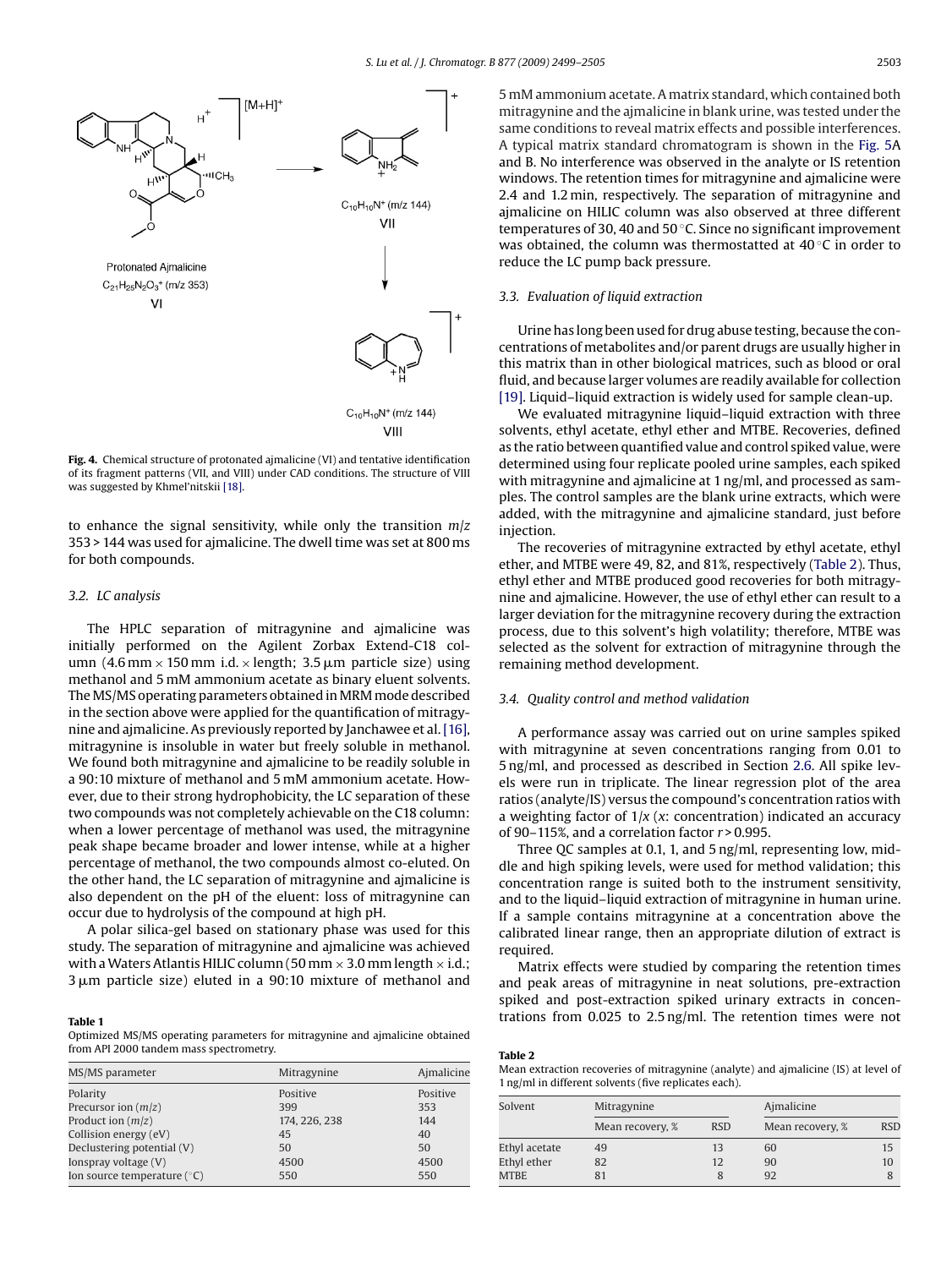Fig. 4. Chemical structure of protonated ajmalicine (VI) and tentative identification of its fragment patterns (VII, and VIII) under CAD conditions. The structure of VIII was suggested by Khmel'nitskii [18].

to enhance the signal sensitivity, while only the transition $m/z$ 353 > 144 was used for ajmalicine. The dwell time was set at 800 ms for both compounds.

### 3.2. LC analysis

The HPLC separation of mitragynine and ajmalicine was initially performed on the Agilent Zorbax Extend-C18 column (4.6 mm × 150 mm i.d. × length; 3.5 μm particle size) using methanol and 5 mM ammonium acetate as binary eluent solvents. The MS/MS operating parameters obtained in MRM mode described in the section above were applied for the quantification of mitragynine and ajmalicine. As previously reported by Janchawee et al. [16], mitragynine is insoluble in water but freely soluble in methanol. We found both mitragynine and ajmalicine to be readily soluble in a 90:10 mixture of methanol and 5 mM ammonium acetate. However, due to their strong hydrophobicity, the LC separation of these two compounds was not completely achievable on the C18 column: when a lower percentage of methanol was used, the mitragynine peak shape became broader and lower intense, while at a higher percentage of methanol, the two compounds almost co-eluted. On the other hand, the LC separation of mitragynine and ajmalicine is also dependent on the pH of the eluent: loss of mitragynine can occur due to hydrolysis of the compound at high pH.

A polar silica-gel based on stationary phase was used for this study. The separation of mitragynine and ajmalicine was achieved with a Waters Atlantis HILIC column (50 mm × 3.0 mm length × i.d.; 3 μm particle size) eluted in a 90:10 mixture of methanol and 5 mM ammonium acetate. A matrix standard, which contained both mitragynine and the ajmalicine in blank urine, was tested under the same conditions to reveal matrix effects and possible interferences. A typical matrix standard chromatogram is shown in the Fig. 5A and B. No interference was observed in the analyte or IS retention windows. The retention times for mitragynine and ajmalicine were 2.4 and 1.2 min, respectively. The separation of mitragynine and ajmalicine on HILIC column was also observed at three different temperatures of 30, 40 and 50 °C. Since no significant improvement was obtained, the column was thermostatted at 40 °C in order to reduce the LC pump back pressure.

**Table 1**
Optimized MS/MS operating parameters for mitragynine and ajmalicine obtained from API 2000 tandem mass spectrometry.

| MS/MS parameter | Mitragynine | Ajmalicine |
|---|---|---|
| Polarity | Positive | Positive |
| Precursor ion ($m/z$) | 399 | 353 |
| Product ion ($m/z$) | 174, 226, 238 | 144 |
| Collision energy (eV) | 45 | 40 |
| Declustering potential (V) | 50 | 50 |
| Ionspray voltage (V) | 4500 | 4500 |
| Ion source temperature (°C) | 550 | 550 |

### 3.3. Evaluation of liquid extraction

Urine has long been used for drug abuse testing, because the concentrations of metabolites and/or parent drugs are usually higher in this matrix than in other biological matrices, such as blood or oral fluid, and because larger volumes are readily available for collection [19]. Liquid–liquid extraction is widely used for sample clean-up.

We evaluated mitragynine liquid–liquid extraction with three solvents, ethyl acetate, ethyl ether and MTBE. Recoveries, defined as the ratio between quantified value and control spiked value, were determined using four replicate pooled urine samples, each spiked with mitragynine and ajmalicine at 1 ng/ml, and processed as samples. The control samples are the blank urine extracts, which were added, with the mitragynine and ajmalicine standard, just before injection.

The recoveries of mitragynine extracted by ethyl acetate, ethyl ether, and MTBE were 49, 82, and 81%, respectively (Table 2). Thus, ethyl ether and MTBE produced good recoveries for both mitragynine and ajmalicine. However, the use of ethyl ether can result to a larger deviation for the mitragynine recovery during the extraction process, due to this solvent's high volatility; therefore, MTBE was selected as the solvent for extraction of mitragynine through the remaining method development.

### 3.4. Quality control and method validation

A performance assay was carried out on urine samples spiked with mitragynine at seven concentrations ranging from 0.01 to 5 ng/ml, and processed as described in Section 2.6. All spike levels were run in triplicate. The linear regression plot of the area ratios (analyte/IS) versus the compound's concentration ratios with a weighting factor of $1/x$ ($x$: concentration) indicated an accuracy of 90–115%, and a correlation factor $r > 0.995$.

Three QC samples at 0.1, 1, and 5 ng/ml, representing low, middle and high spiking levels, were used for method validation; this concentration range is suited both to the instrument sensitivity, and to the liquid–liquid extraction of mitragynine in human urine. If a sample contains mitragynine at a concentration above the calibrated linear range, then an appropriate dilution of extract is required.

Matrix effects were studied by comparing the retention times and peak areas of mitragynine in neat solutions, pre-extraction spiked and post-extraction spiked urinary extracts in concentrations from 0.025 to 2.5 ng/ml. The retention times were not

**Table 2**
Mean extraction recoveries of mitragynine (analyte) and ajmalicine (IS) at level of 1 ng/ml in different solvents (five replicates each).

| Solvent | Mitragynine | | Ajmalicine | |
|---|---|---|---|---|
| | Mean recovery, % | RSD | Mean recovery, % | RSD |
| Ethyl acetate | 49 | 13 | 60 | 15 |
| Ethyl ether | 82 | 12 | 90 | 10 |
| MTBE | 81 | 8 | 92 | 8 |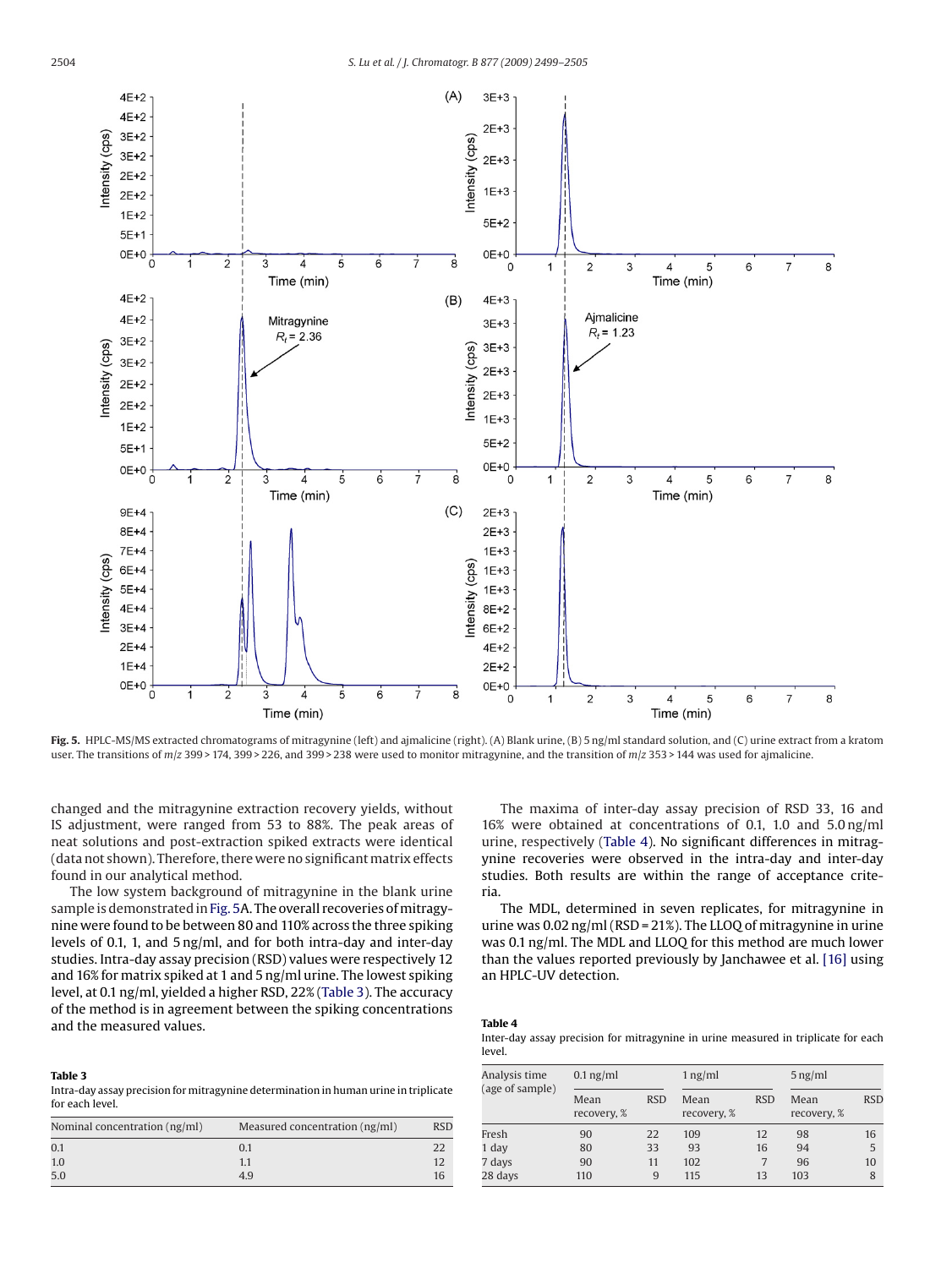**Fig. 5.** HPLC-MS/MS extracted chromatograms of mitragynine (left) and ajmalicine (right). (A) Blank urine, (B) 5 ng/ml standard solution, and (C) urine extract from a kratom user. The transitions of $m/z$ 399 > 174, 399 > 226, and 399 > 238 were used to monitor mitragynine, and the transition of $m/z$ 353 > 144 was used for ajmalicine.

changed and the mitragynine extraction recovery yields, without IS adjustment, were ranged from 53 to 88%. The peak areas of neat solutions and post-extraction spiked extracts were identical (data not shown). Therefore, there were no significant matrix effects found in our analytical method.

The low system background of mitragynine in the blank urine sample is demonstrated in Fig. 5A. The overall recoveries of mitragynine were found to be between 80 and 110% across the three spiking levels of 0.1, 1, and 5 ng/ml, and for both intra-day and inter-day studies. Intra-day assay precision (RSD) values were respectively 12 and 16% for matrix spiked at 1 and 5 ng/ml urine. The lowest spiking level, at 0.1 ng/ml, yielded a higher RSD, 22% (Table 3). The accuracy of the method is in agreement between the spiking concentrations and the measured values.

**Table 3**
Intra-day assay precision for mitragynine determination in human urine in triplicate for each level.

| Nominal concentration (ng/ml) | Measured concentration (ng/ml) | RSD |
|---|---|---|
| 0.1 | 0.1 | 22 |
| 1.0 | 1.1 | 12 |
| 5.0 | 4.9 | 16 |

The maxima of inter-day assay precision of RSD 33, 16 and 16% were obtained at concentrations of 0.1, 1.0 and 5.0 ng/ml urine, respectively (Table 4). No significant differences in mitragynine recoveries were observed in the intra-day and inter-day studies. Both results are within the range of acceptance criteria.

The MDL, determined in seven replicates, for mitragynine in urine was 0.02 ng/ml (RSD = 21%). The LLOQ of mitragynine in urine was 0.1 ng/ml. The MDL and LLOQ for this method are much lower than the values reported previously by Janchawee et al. [16] using an HPLC-UV detection.

**Table 4**
Inter-day assay precision for mitragynine in urine measured in triplicate for each level.

| Analysis time (age of sample) | 0.1 ng/ml | | 1 ng/ml | | 5 ng/ml | |
|---|---|---|---|---|---|---|
| | Mean recovery, % | RSD | Mean recovery, % | RSD | Mean recovery, % | RSD |
| Fresh | 90 | 22 | 109 | 12 | 98 | 16 |
| 1 day | 80 | 33 | 93 | 16 | 94 | 5 |
| 7 days | 90 | 11 | 102 | 7 | 96 | 10 |
| 28 days | 110 | 9 | 115 | 13 | 103 | 8 |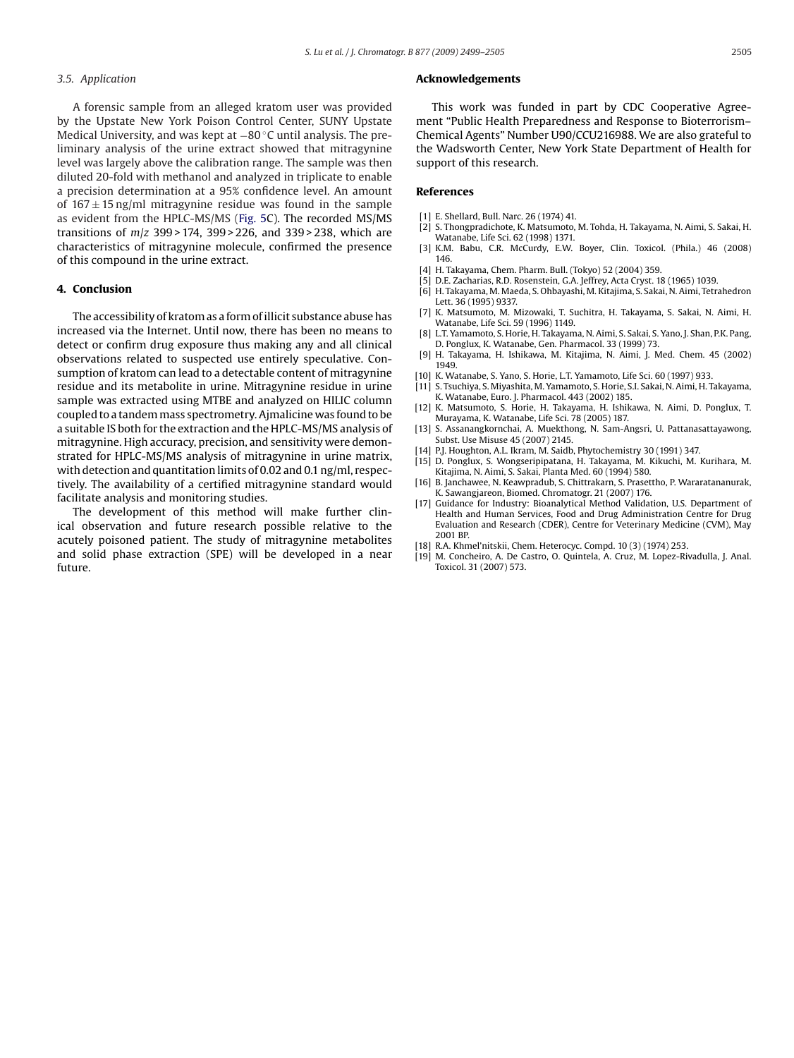### 3.5. Application

A forensic sample from an alleged kratom user was provided by the Upstate New York Poison Control Center, SUNY Upstate Medical University, and was kept at −80 °C until analysis. The preliminary analysis of the urine extract showed that mitragynine level was largely above the calibration range. The sample was then diluted 20-fold with methanol and analyzed in triplicate to enable a precision determination at a 95% confidence level. An amount of $167 \pm 15$ ng/ml mitragynine residue was found in the sample as evident from the HPLC-MS/MS (Fig. 5C). The recorded MS/MS transitions of *m/z* 399 > 174, 399 > 226, and 339 > 238, which are characteristics of mitragynine molecule, confirmed the presence of this compound in the urine extract.

## 4. Conclusion

The accessibility of kratom as a form of illicit substance abuse has increased via the Internet. Until now, there has been no means to detect or confirm drug exposure thus making any and all clinical observations related to suspected use entirely speculative. Consumption of kratom can lead to a detectable content of mitragynine residue and its metabolite in urine. Mitragynine residue in urine sample was extracted using MTBE and analyzed on HILIC column coupled to a tandem mass spectrometry. Ajmalicine was found to be a suitable IS both for the extraction and the HPLC-MS/MS analysis of mitragynine. High accuracy, precision, and sensitivity were demonstrated for HPLC-MS/MS analysis of mitragynine in urine matrix, with detection and quantitation limits of 0.02 and 0.1 ng/ml, respectively. The availability of a certified mitragynine standard would facilitate analysis and monitoring studies.

The development of this method will make further clinical observation and future research possible relative to the acutely poisoned patient. The study of mitragynine metabolites and solid phase extraction (SPE) will be developed in a near future.

## Acknowledgements

This work was funded in part by CDC Cooperative Agreement "Public Health Preparedness and Response to Bioterrorism–Chemical Agents" Number U90/CCU216988. We are also grateful to the Wadsworth Center, New York State Department of Health for support of this research.

## References

[1] E. Shellard, Bull. Narc. 26 (1974) 41.
[2] S. Thongpradichote, K. Matsumoto, M. Tohda, H. Takayama, N. Aimi, S. Sakai, H. Watanabe, Life Sci. 62 (1998) 1371.
[3] K.M. Babu, C.R. McCurdy, E.W. Boyer, Clin. Toxicol. (Phila.) 46 (2008) 146.
[4] H. Takayama, Chem. Pharm. Bull. (Tokyo) 52 (2004) 359.
[5] D.E. Zacharias, R.D. Rosenstein, G.A. Jeffrey, Acta Cryst. 18 (1965) 1039.
[6] H. Takayama, M. Maeda, S. Ohbayashi, M. Kitajima, S. Sakai, N. Aimi, Tetrahedron Lett. 36 (1995) 9337.
[7] K. Matsumoto, M. Mizowaki, T. Suchitra, H. Takayama, S. Sakai, N. Aimi, H. Watanabe, Life Sci. 59 (1996) 1149.
[8] L.T. Yamamoto, S. Horie, H. Takayama, N. Aimi, S. Sakai, S. Yano, J. Shan, P.K. Pang, D. Ponglux, K. Watanabe, Gen. Pharmacol. 33 (1999) 73.
[9] H. Takayama, H. Ishikawa, M. Kitajima, N. Aimi, J. Med. Chem. 45 (2002) 1949.
[10] K. Watanabe, S. Yano, S. Horie, L.T. Yamamoto, Life Sci. 60 (1997) 933.
[11] S. Tsuchiya, S. Miyashita, M. Yamamoto, S. Horie, S.I. Sakai, N. Aimi, H. Takayama, K. Watanabe, Euro. J. Pharmacol. 443 (2002) 185.
[12] K. Matsumoto, S. Horie, H. Takayama, H. Ishikawa, N. Aimi, D. Ponglux, T. Murayama, K. Watanabe, Life Sci. 78 (2005) 187.
[13] S. Assanangkornchai, A. Muekthong, N. Sam-Angsri, U. Pattanasattayawong, Subst. Use Misuse 45 (2007) 2145.
[14] P.J. Houghton, A.L. Ikram, M. Saidb, Phytochemistry 30 (1991) 347.
[15] D. Ponglux, S. Wongseripipatana, H. Takayama, M. Kikuchi, M. Kurihara, M. Kitajima, N. Aimi, S. Sakai, Planta Med. 60 (1994) 580.
[16] B. Janchawee, N. Keawpradub, S. Chittrakarn, S. Prasettho, P. Wararatananurak, K. Sawangjareon, Biomed. Chromatogr. 21 (2007) 176.
[17] Guidance for Industry: Bioanalytical Method Validation, U.S. Department of Health and Human Services, Food and Drug Administration Centre for Drug Evaluation and Research (CDER), Centre for Veterinary Medicine (CVM), May 2001 BP.
[18] R.A. Khmel'nitskii, Chem. Heterocyc. Compd. 10 (3) (1974) 253.
[19] M. Concheiro, A. De Castro, O. Quintela, A. Cruz, M. Lopez-Rivadulla, J. Anal. Toxicol. 31 (2007) 573.